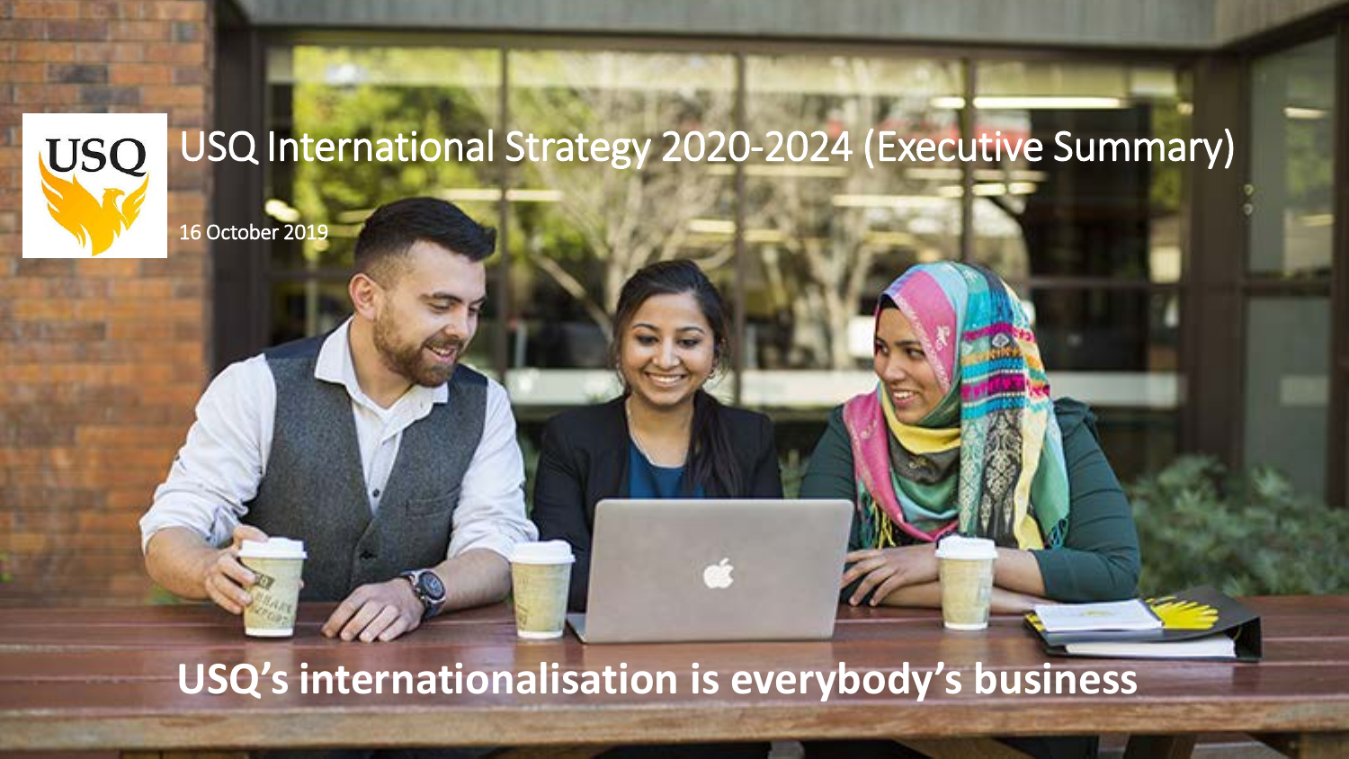USQ

# USQ International Strategy 2020-2024 (Executive Summary)

16 October 2019

**USQ's internationalisation is everybody's business**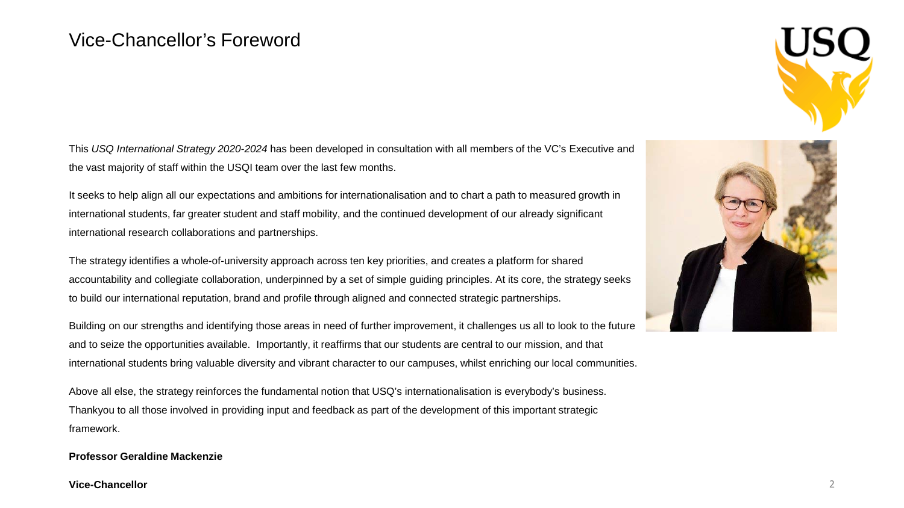# Vice-Chancellor's Foreword

This *USQ International Strategy 2020-2024* has been developed in consultation with all members of the VC's Executive and the vast majority of staff within the USQI team over the last few months.

It seeks to help align all our expectations and ambitions for internationalisation and to chart a path to measured growth in international students, far greater student and staff mobility, and the continued development of our already significant international research collaborations and partnerships.

The strategy identifies a whole-of-university approach across ten key priorities, and creates a platform for shared accountability and collegiate collaboration, underpinned by a set of simple guiding principles. At its core, the strategy seeks to build our international reputation, brand and profile through aligned and connected strategic partnerships.

Building on our strengths and identifying those areas in need of further improvement, it challenges us all to look to the future and to seize the opportunities available. Importantly, it reaffirms that our students are central to our mission, and that international students bring valuable diversity and vibrant character to our campuses, whilst enriching our local communities.

Above all else, the strategy reinforces the fundamental notion that USQ's internationalisation is everybody's business. Thankyou to all those involved in providing input and feedback as part of the development of this important strategic framework.

**Professor Geraldine Mackenzie**

**Vice-Chancellor**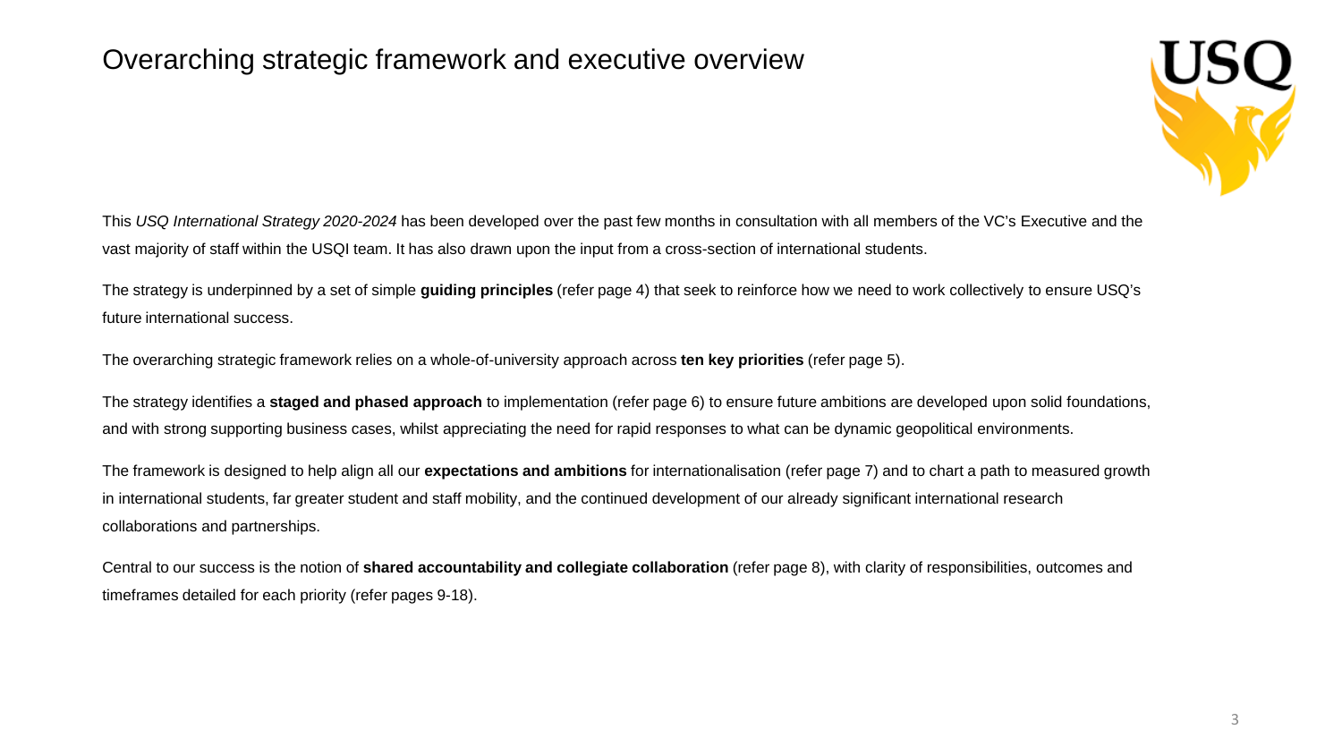# Overarching strategic framework and executive overview

This *USQ International Strategy 2020-2024* has been developed over the past few months in consultation with all members of the VC's Executive and the vast majority of staff within the USQI team. It has also drawn upon the input from a cross-section of international students.

The strategy is underpinned by a set of simple **guiding principles** (refer page 4) that seek to reinforce how we need to work collectively to ensure USQ's future international success.

The overarching strategic framework relies on a whole-of-university approach across **ten key priorities** (refer page 5).

The strategy identifies a **staged and phased approach** to implementation (refer page 6) to ensure future ambitions are developed upon solid foundations, and with strong supporting business cases, whilst appreciating the need for rapid responses to what can be dynamic geopolitical environments.

The framework is designed to help align all our **expectations and ambitions** for internationalisation (refer page 7) and to chart a path to measured growth in international students, far greater student and staff mobility, and the continued development of our already significant international research collaborations and partnerships.

Central to our success is the notion of **shared accountability and collegiate collaboration** (refer page 8), with clarity of responsibilities, outcomes and timeframes detailed for each priority (refer pages 9-18).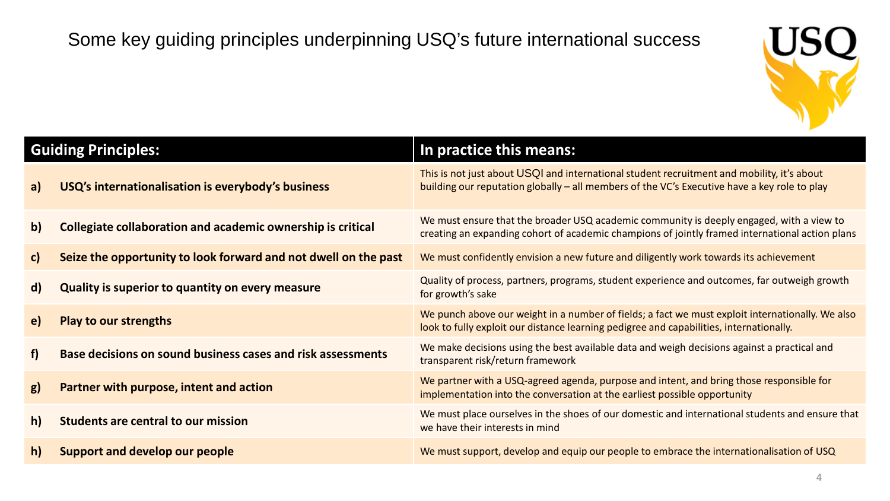# Some key guiding principles underpinning USQ's future international success

| | Guiding Principles: | In practice this means: |
|---|---|---|
| a) | **USQ's internationalisation is everybody's business** | This is not just about USQI and international student recruitment and mobility, it's about building our reputation globally – all members of the VC's Executive have a key role to play |
| b) | **Collegiate collaboration and academic ownership is critical** | We must ensure that the broader USQ academic community is deeply engaged, with a view to creating an expanding cohort of academic champions of jointly framed international action plans |
| c) | **Seize the opportunity to look forward and not dwell on the past** | We must confidently envision a new future and diligently work towards its achievement |
| d) | **Quality is superior to quantity on every measure** | Quality of process, partners, programs, student experience and outcomes, far outweigh growth for growth's sake |
| e) | **Play to our strengths** | We punch above our weight in a number of fields; a fact we must exploit internationally. We also look to fully exploit our distance learning pedigree and capabilities, internationally. |
| f) | **Base decisions on sound business cases and risk assessments** | We make decisions using the best available data and weigh decisions against a practical and transparent risk/return framework |
| g) | **Partner with purpose, intent and action** | We partner with a USQ-agreed agenda, purpose and intent, and bring those responsible for implementation into the conversation at the earliest possible opportunity |
| h) | **Students are central to our mission** | We must place ourselves in the shoes of our domestic and international students and ensure that we have their interests in mind |
| h) | **Support and develop our people** | We must support, develop and equip our people to embrace the internationalisation of USQ |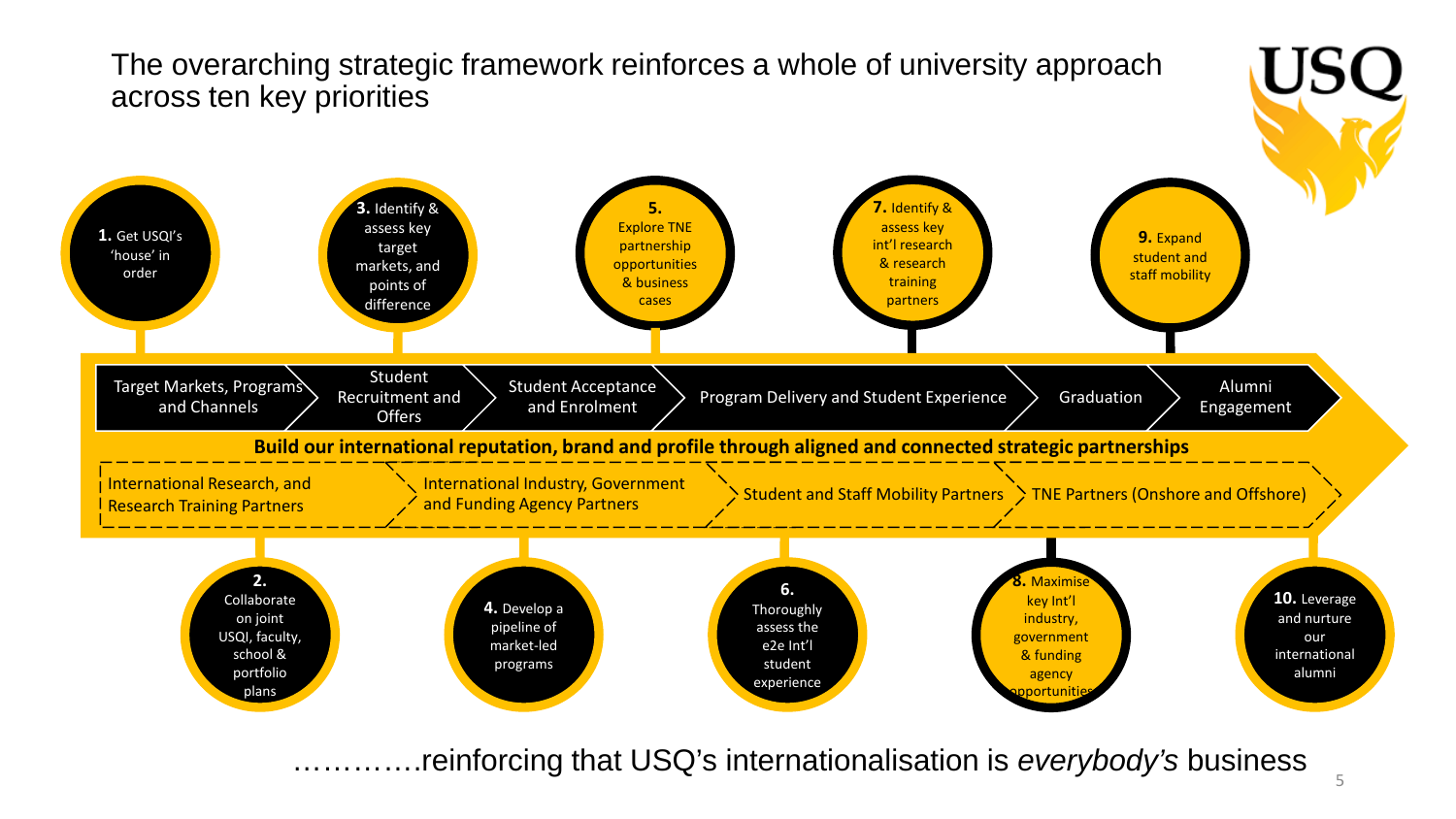# The overarching strategic framework reinforces a whole of university approach across ten key priorities

**1.** Get USQI's 'house' in order

**2.** Collaborate on joint USQI, faculty, school & portfolio plans

**3.** Identify & assess key target markets, and points of difference

**4.** Develop a pipeline of market-led programs

**5.** Explore TNE partnership opportunities & business cases

**6.** Thoroughly assess the e2e Int'l student experience

**7.** Identify & assess key int'l research & research training partners

**8.** Maximise key Int'l industry, government & funding agency opportunities

**9.** Expand student and staff mobility

**10.** Leverage and nurture our international alumni

Target Markets, Programs and Channels → Student Recruitment and Offers → Student Acceptance and Enrolment → Program Delivery and Student Experience → Graduation → Alumni Engagement

**Build our international reputation, brand and profile through aligned and connected strategic partnerships**

International Research, and Research Training Partners → International Industry, Government and Funding Agency Partners → Student and Staff Mobility Partners → TNE Partners (Onshore and Offshore)

…………reinforcing that USQ's internationalisation is *everybody's* business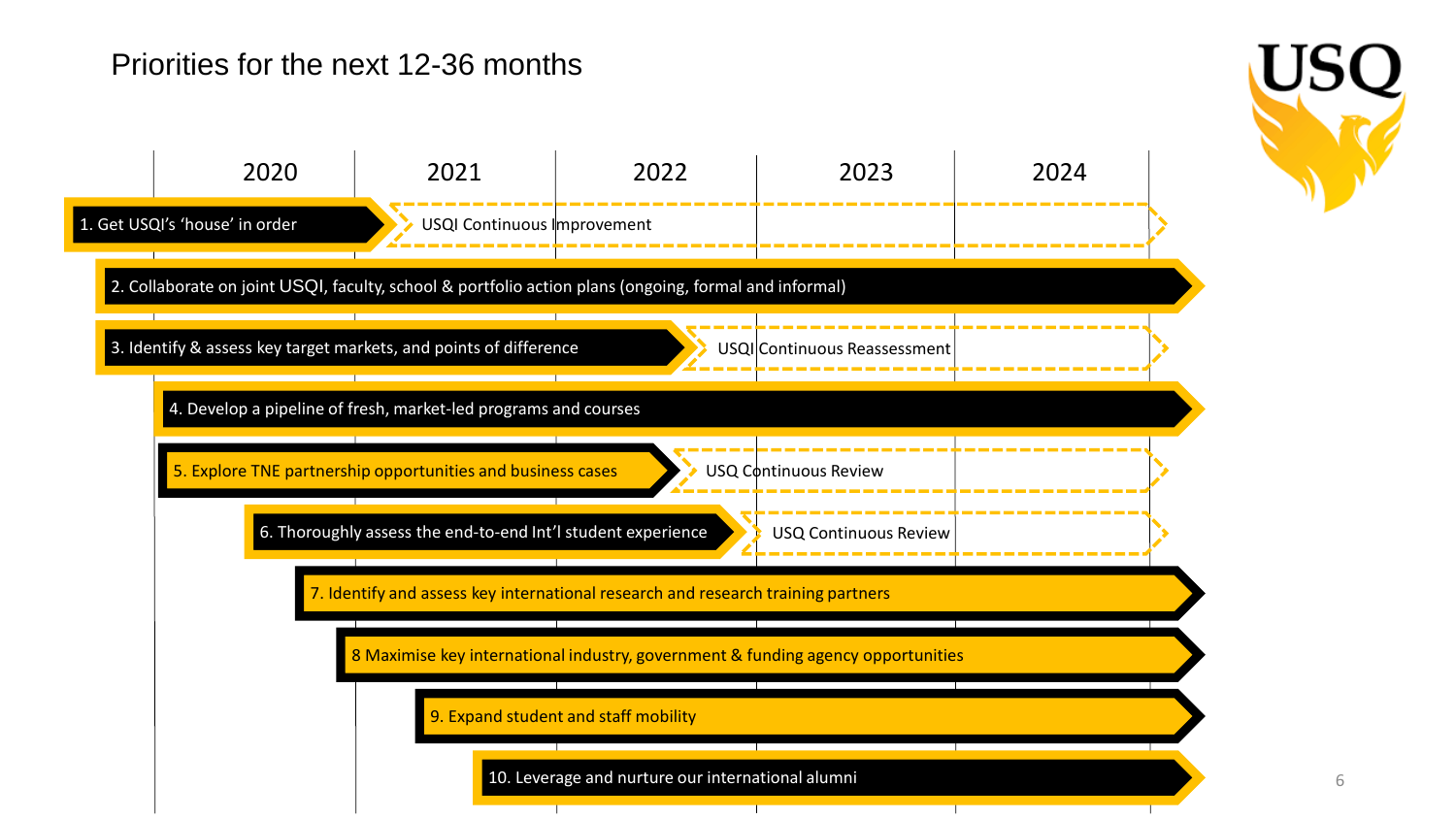# Priorities for the next 12-36 months

| | 2020 | 2021 | 2022 | 2023 | 2024 |
|---|---|---|---|---|---|
| 1. Get USQI's 'house' in order | → USQI Continuous Improvement | | | | |
| 2. Collaborate on joint USQI, faculty, school & portfolio action plans (ongoing, formal and informal) | | | | | |
| 3. Identify & assess key target markets, and points of difference | → USQI Continuous Reassessment | | | | |
| 4. Develop a pipeline of fresh, market-led programs and courses | | | | | |
| 5. Explore TNE partnership opportunities and business cases | → USQ Continuous Review | | | | |
| 6. Thoroughly assess the end-to-end Int'l student experience | → USQ Continuous Review | | | | |
| 7. Identify and assess key international research and research training partners | | | | | |
| 8 Maximise key international industry, government & funding agency opportunities | | | | | |
| 9. Expand student and staff mobility | | | | | |
| 10. Leverage and nurture our international alumni | | | | | |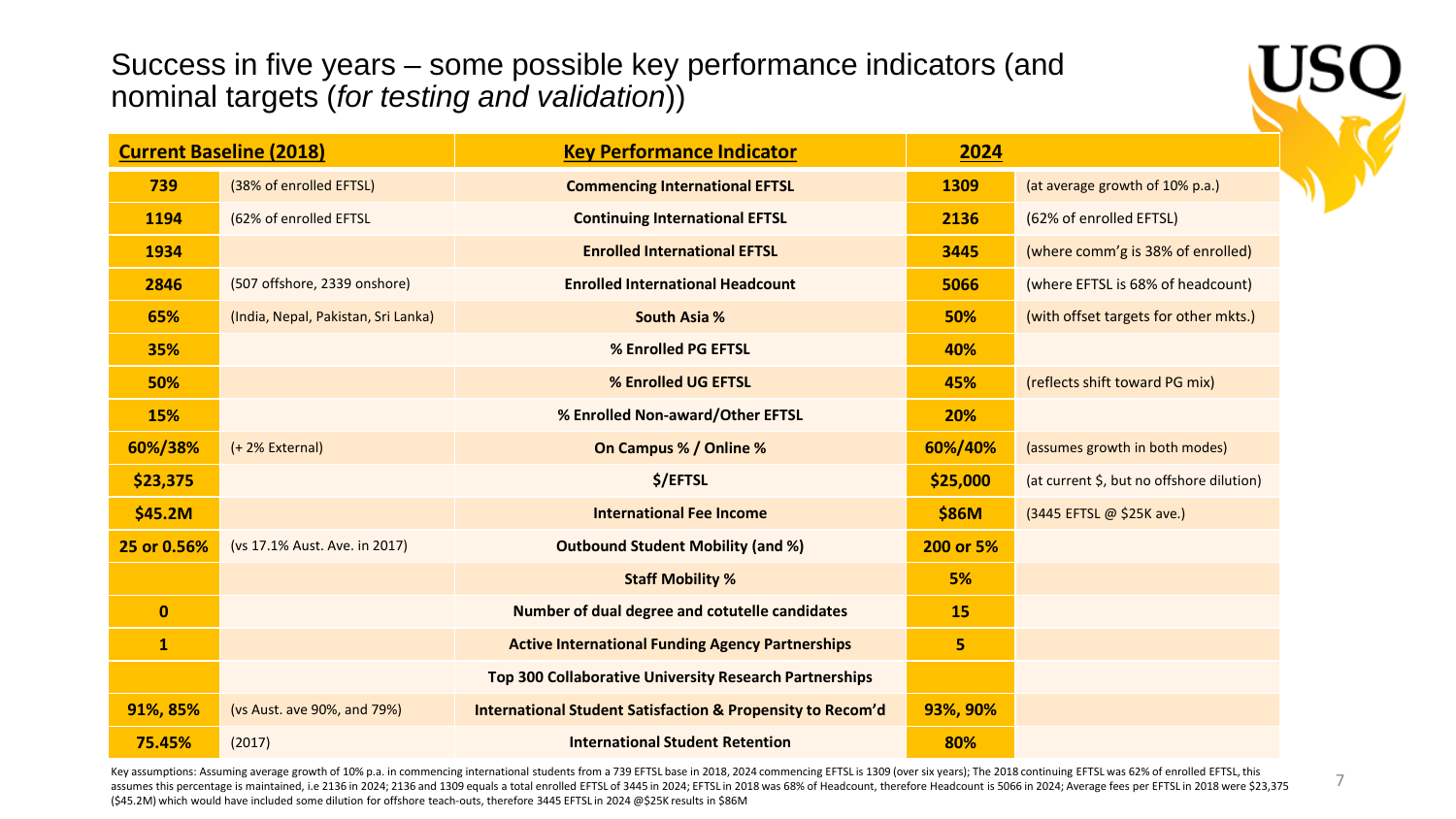# Success in five years – some possible key performance indicators (and nominal targets (*for testing and validation*))

| **Current Baseline (2018)** | | **Key Performance Indicator** | **2024** | |
|---|---|---|---|---|
| **739** | (38% of enrolled EFTSL) | **Commencing International EFTSL** | **1309** | (at average growth of 10% p.a.) |
| **1194** | (62% of enrolled EFTSL | **Continuing International EFTSL** | **2136** | (62% of enrolled EFTSL) |
| **1934** | | **Enrolled International EFTSL** | **3445** | (where comm'g is 38% of enrolled) |
| **2846** | (507 offshore, 2339 onshore) | **Enrolled International Headcount** | **5066** | (where EFTSL is 68% of headcount) |
| **65%** | (India, Nepal, Pakistan, Sri Lanka) | **South Asia %** | **50%** | (with offset targets for other mkts.) |
| **35%** | | **% Enrolled PG EFTSL** | **40%** | |
| **50%** | | **% Enrolled UG EFTSL** | **45%** | (reflects shift toward PG mix) |
| **15%** | | **% Enrolled Non-award/Other EFTSL** | **20%** | |
| **60%/38%** | (+ 2% External) | **On Campus % / Online %** | **60%/40%** | (assumes growth in both modes) |
| **$23,375** | | **$/EFTSL** | **$25,000** | (at current $, but no offshore dilution) |
| **$45.2M** | | **International Fee Income** | **$86M** | (3445 EFTSL @ $25K ave.) |
| **25 or 0.56%** | (vs 17.1% Aust. Ave. in 2017) | **Outbound Student Mobility (and %)** | **200 or 5%** | |
| | | **Staff Mobility %** | **5%** | |
| **0** | | **Number of dual degree and cotutelle candidates** | **15** | |
| **1** | | **Active International Funding Agency Partnerships** | **5** | |
| | | **Top 300 Collaborative University Research Partnerships** | | |
| **91%, 85%** | (vs Aust. ave 90%, and 79%) | **International Student Satisfaction & Propensity to Recom'd** | **93%, 90%** | |
| **75.45%** | (2017) | **International Student Retention** | **80%** | |

Key assumptions: Assuming average growth of 10% p.a. in commencing international students from a 739 EFTSL base in 2018, 2024 commencing EFTSL is 1309 (over six years); The 2018 continuing EFTSL was 62% of enrolled EFTSL, this assumes this percentage is maintained, i.e 2136 in 2024; 2136 and 1309 equals a total enrolled EFTSL of 3445 in 2024; EFTSL in 2018 was 68% of Headcount, therefore Headcount is 5066 in 2024; Average fees per EFTSL in 2018 were $23,375 ($45.2M) which would have included some dilution for offshore teach-outs, therefore 3445 EFTSL in 2024 @$25K results in $86M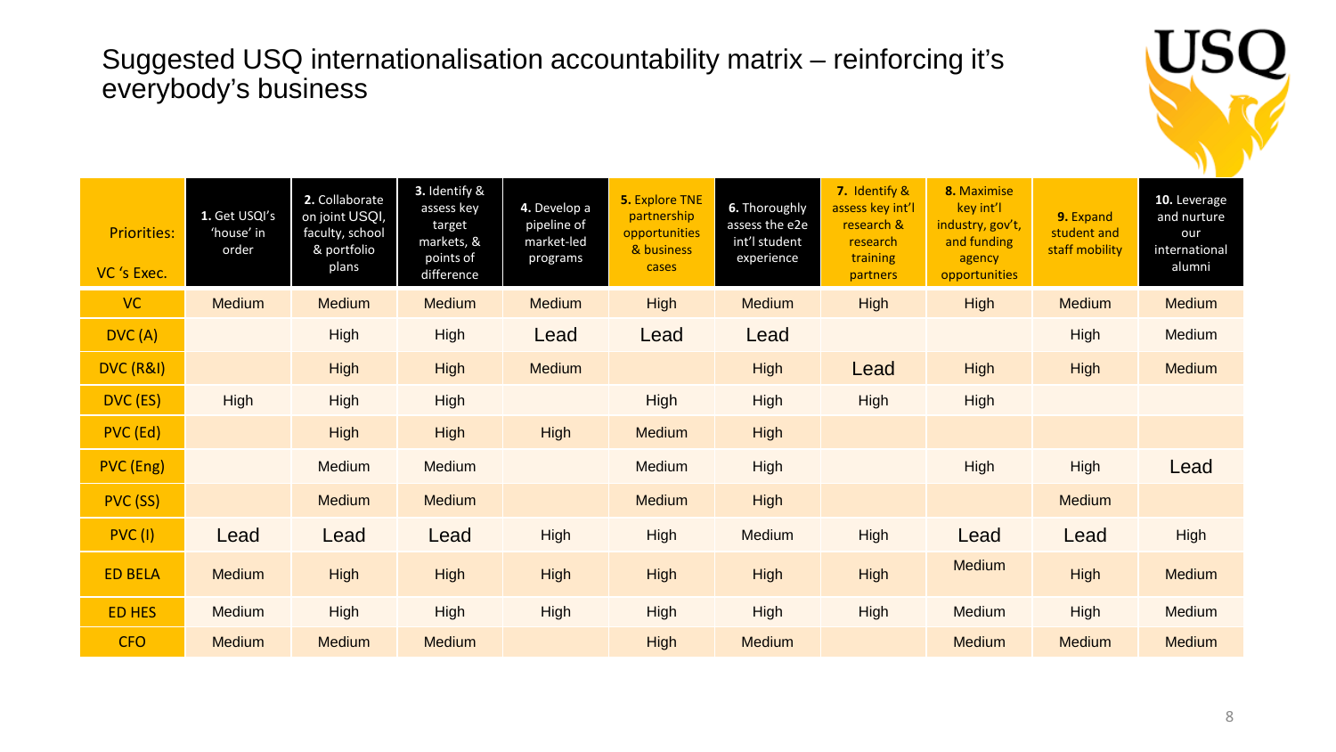# Suggested USQ internationalisation accountability matrix – reinforcing it's everybody's business

| Priorities: VC 's Exec. | 1. Get USQI's 'house' in order | 2. Collaborate on joint USQI, faculty, school & portfolio plans | 3. Identify & assess key target markets, & points of difference | 4. Develop a pipeline of market-led programs | 5. Explore TNE partnership opportunities & business cases | 6. Thoroughly assess the e2e int'l student experience | 7. Identify & assess key int'l research & research training partners | 8. Maximise key int'l industry, gov't, and funding agency opportunities | 9. Expand student and staff mobility | 10. Leverage and nurture our international alumni |
|---|---|---|---|---|---|---|---|---|---|---|
| VC | Medium | Medium | Medium | Medium | High | Medium | High | High | Medium | Medium |
| DVC (A) | | High | High | Lead | Lead | Lead | | | High | Medium |
| DVC (R&I) | | High | High | Medium | | High | Lead | High | High | Medium |
| DVC (ES) | High | High | High | | High | High | High | High | | |
| PVC (Ed) | | High | High | High | Medium | High | | | | |
| PVC (Eng) | | Medium | Medium | | Medium | High | | High | High | Lead |
| PVC (SS) | | Medium | Medium | | Medium | High | | | Medium | |
| PVC (I) | Lead | Lead | Lead | High | High | Medium | High | Lead | Lead | High |
| ED BELA | Medium | High | High | High | High | High | High | Medium | High | Medium |
| ED HES | Medium | High | High | High | High | High | High | Medium | High | Medium |
| CFO | Medium | Medium | Medium | | High | Medium | | Medium | Medium | Medium |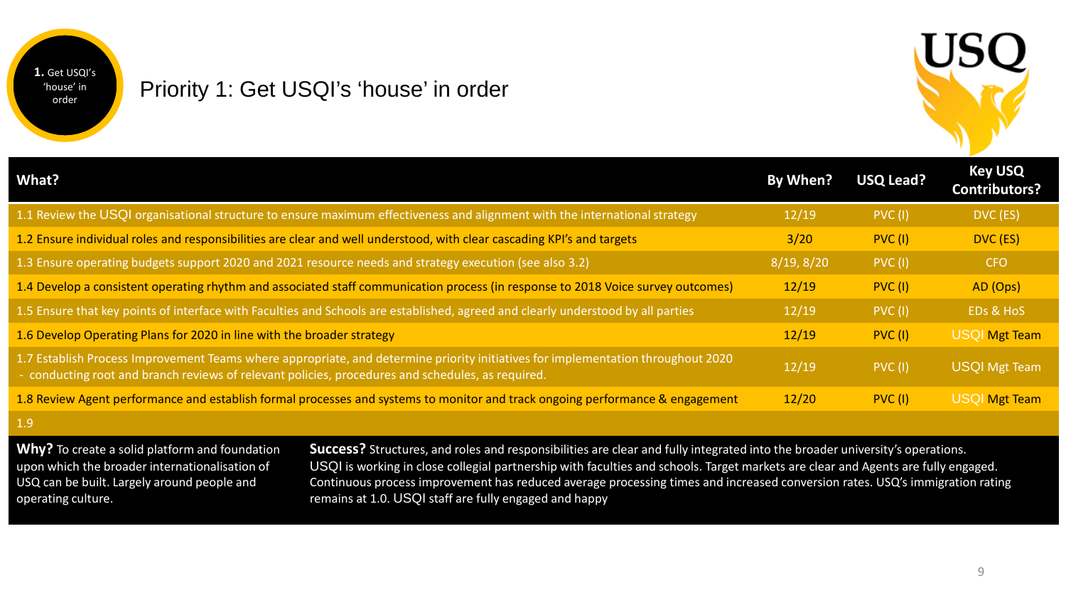1. Get USQI's 'house' in order

# Priority 1: Get USQI's 'house' in order

USQ

| What? | By When? | USQ Lead? | Key USQ Contributors? |
|---|---|---|---|
| 1.1 Review the USQI organisational structure to ensure maximum effectiveness and alignment with the international strategy | 12/19 | PVC (I) | DVC (ES) |
| 1.2 Ensure individual roles and responsibilities are clear and well understood, with clear cascading KPI's and targets | 3/20 | PVC (I) | DVC (ES) |
| 1.3 Ensure operating budgets support 2020 and 2021 resource needs and strategy execution (see also 3.2) | 8/19, 8/20 | PVC (I) | CFO |
| 1.4 Develop a consistent operating rhythm and associated staff communication process (in response to 2018 Voice survey outcomes) | 12/19 | PVC (I) | AD (Ops) |
| 1.5 Ensure that key points of interface with Faculties and Schools are established, agreed and clearly understood by all parties | 12/19 | PVC (I) | EDs & HoS |
| 1.6 Develop Operating Plans for 2020 in line with the broader strategy | 12/19 | PVC (I) | USQI Mgt Team |
| 1.7 Establish Process Improvement Teams where appropriate, and determine priority initiatives for implementation throughout 2020 - conducting root and branch reviews of relevant policies, procedures and schedules, as required. | 12/19 | PVC (I) | USQI Mgt Team |
| 1.8 Review Agent performance and establish formal processes and systems to monitor and track ongoing performance & engagement | 12/20 | PVC (I) | USQI Mgt Team |
| 1.9 | | | |

**Why?** To create a solid platform and foundation upon which the broader internationalisation of USQ can be built. Largely around people and operating culture.

**Success?** Structures, and roles and responsibilities are clear and fully integrated into the broader university's operations. USQI is working in close collegial partnership with faculties and schools. Target markets are clear and Agents are fully engaged. Continuous process improvement has reduced average processing times and increased conversion rates. USQ's immigration rating remains at 1.0. USQI staff are fully engaged and happy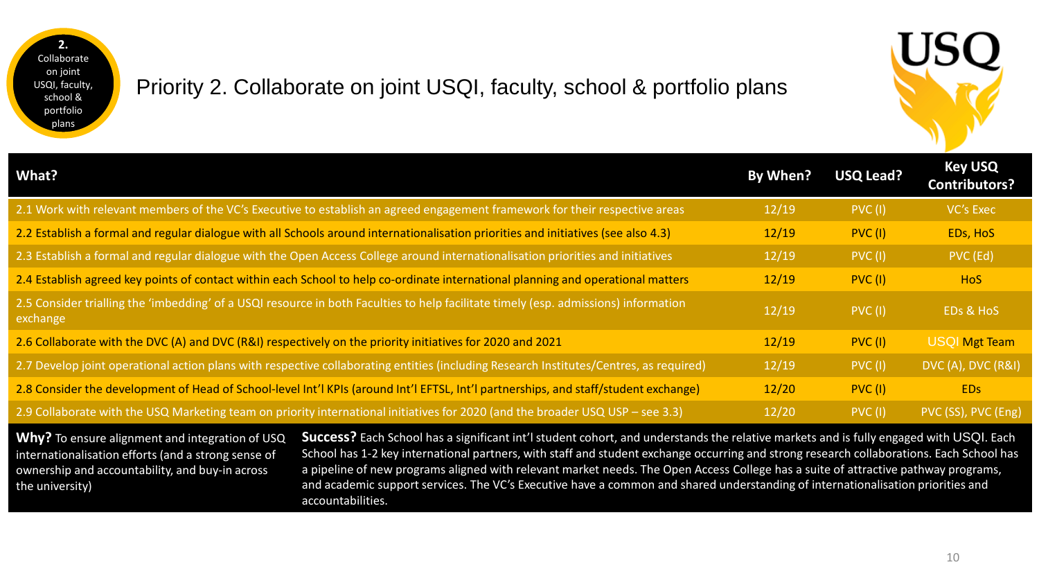2. Collaborate on joint USQI, faculty, school & portfolio plans

# Priority 2. Collaborate on joint USQI, faculty, school & portfolio plans

USQ

| What? | By When? | USQ Lead? | Key USQ Contributors? |
|---|---|---|---|
| 2.1 Work with relevant members of the VC's Executive to establish an agreed engagement framework for their respective areas | 12/19 | PVC (I) | VC's Exec |
| 2.2 Establish a formal and regular dialogue with all Schools around internationalisation priorities and initiatives (see also 4.3) | 12/19 | PVC (I) | EDs, HoS |
| 2.3 Establish a formal and regular dialogue with the Open Access College around internationalisation priorities and initiatives | 12/19 | PVC (I) | PVC (Ed) |
| 2.4 Establish agreed key points of contact within each School to help co-ordinate international planning and operational matters | 12/19 | PVC (I) | HoS |
| 2.5 Consider trialling the 'imbedding' of a USQI resource in both Faculties to help facilitate timely (esp. admissions) information exchange | 12/19 | PVC (I) | EDs & HoS |
| 2.6 Collaborate with the DVC (A) and DVC (R&I) respectively on the priority initiatives for 2020 and 2021 | 12/19 | PVC (I) | USQI Mgt Team |
| 2.7 Develop joint operational action plans with respective collaborating entities (including Research Institutes/Centres, as required) | 12/19 | PVC (I) | DVC (A), DVC (R&I) |
| 2.8 Consider the development of Head of School-level Int'l KPIs (around Int'l EFTSL, Int'l partnerships, and staff/student exchange) | 12/20 | PVC (I) | EDs |
| 2.9 Collaborate with the USQ Marketing team on priority international initiatives for 2020 (and the broader USQ USP – see 3.3) | 12/20 | PVC (I) | PVC (SS), PVC (Eng) |

**Why?** To ensure alignment and integration of USQ internationalisation efforts (and a strong sense of ownership and accountability, and buy-in across the university)

**Success?** Each School has a significant int'l student cohort, and understands the relative markets and is fully engaged with USQI. Each School has 1-2 key international partners, with staff and student exchange occurring and strong research collaborations. Each School has a pipeline of new programs aligned with relevant market needs. The Open Access College has a suite of attractive pathway programs, and academic support services. The VC's Executive have a common and shared understanding of internationalisation priorities and accountabilities.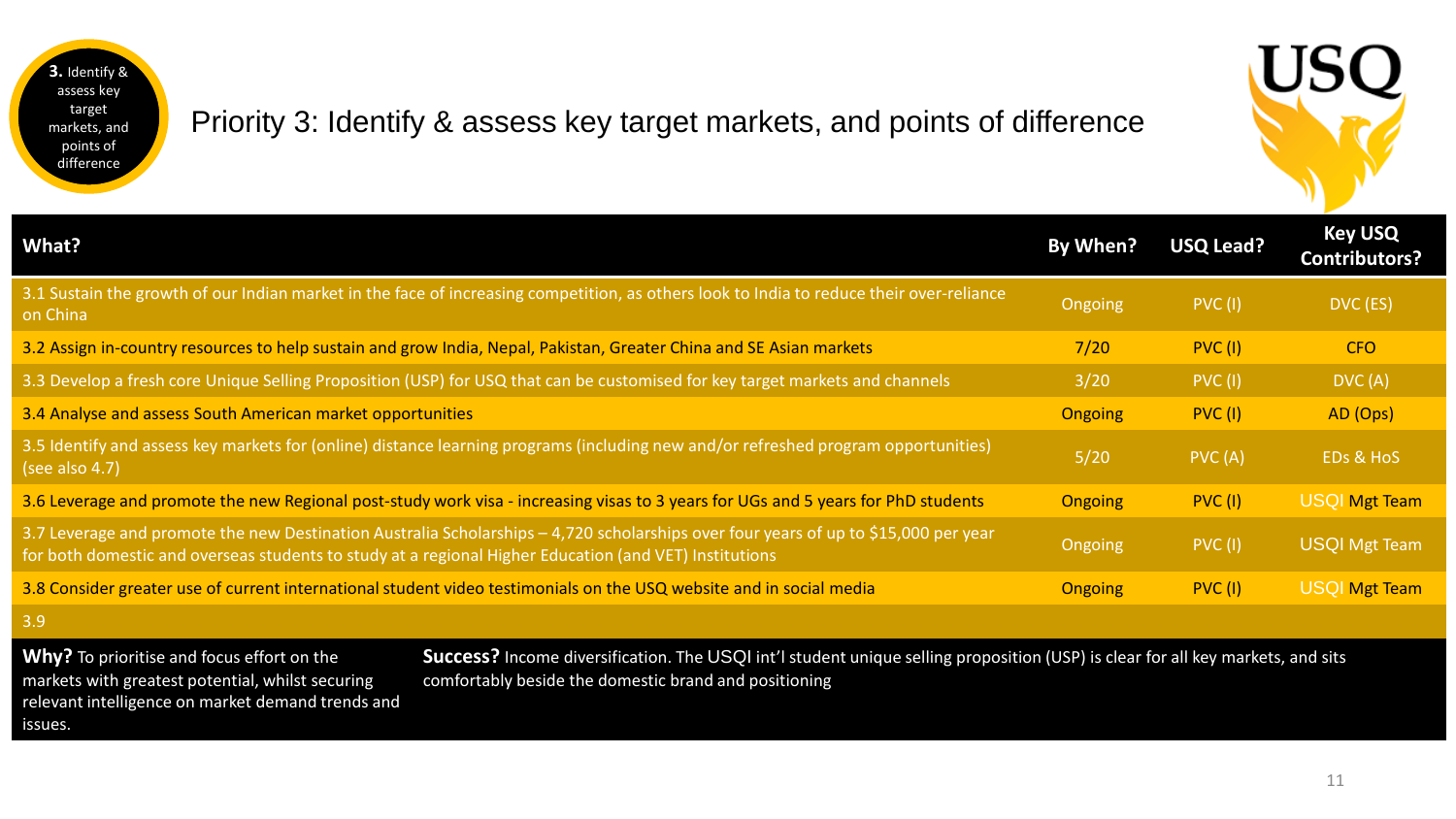**3.** Identify & assess key target markets, and points of difference

# Priority 3: Identify & assess key target markets, and points of difference

USQ

| What? | By When? | USQ Lead? | Key USQ Contributors? |
|---|---|---|---|
| 3.1 Sustain the growth of our Indian market in the face of increasing competition, as others look to India to reduce their over-reliance on China | Ongoing | PVC (I) | DVC (ES) |
| 3.2 Assign in-country resources to help sustain and grow India, Nepal, Pakistan, Greater China and SE Asian markets | 7/20 | PVC (I) | CFO |
| 3.3 Develop a fresh core Unique Selling Proposition (USP) for USQ that can be customised for key target markets and channels | 3/20 | PVC (I) | DVC (A) |
| 3.4 Analyse and assess South American market opportunities | Ongoing | PVC (I) | AD (Ops) |
| 3.5 Identify and assess key markets for (online) distance learning programs (including new and/or refreshed program opportunities) (see also 4.7) | 5/20 | PVC (A) | EDs & HoS |
| 3.6 Leverage and promote the new Regional post-study work visa - increasing visas to 3 years for UGs and 5 years for PhD students | Ongoing | PVC (I) | USQI Mgt Team |
| 3.7 Leverage and promote the new Destination Australia Scholarships – 4,720 scholarships over four years of up to $15,000 per year for both domestic and overseas students to study at a regional Higher Education (and VET) Institutions | Ongoing | PVC (I) | USQI Mgt Team |
| 3.8 Consider greater use of current international student video testimonials on the USQ website and in social media | Ongoing | PVC (I) | USQI Mgt Team |
| 3.9 | | | |

**Why?** To prioritise and focus effort on the markets with greatest potential, whilst securing relevant intelligence on market demand trends and issues.

**Success?** Income diversification. The USQI int'l student unique selling proposition (USP) is clear for all key markets, and sits comfortably beside the domestic brand and positioning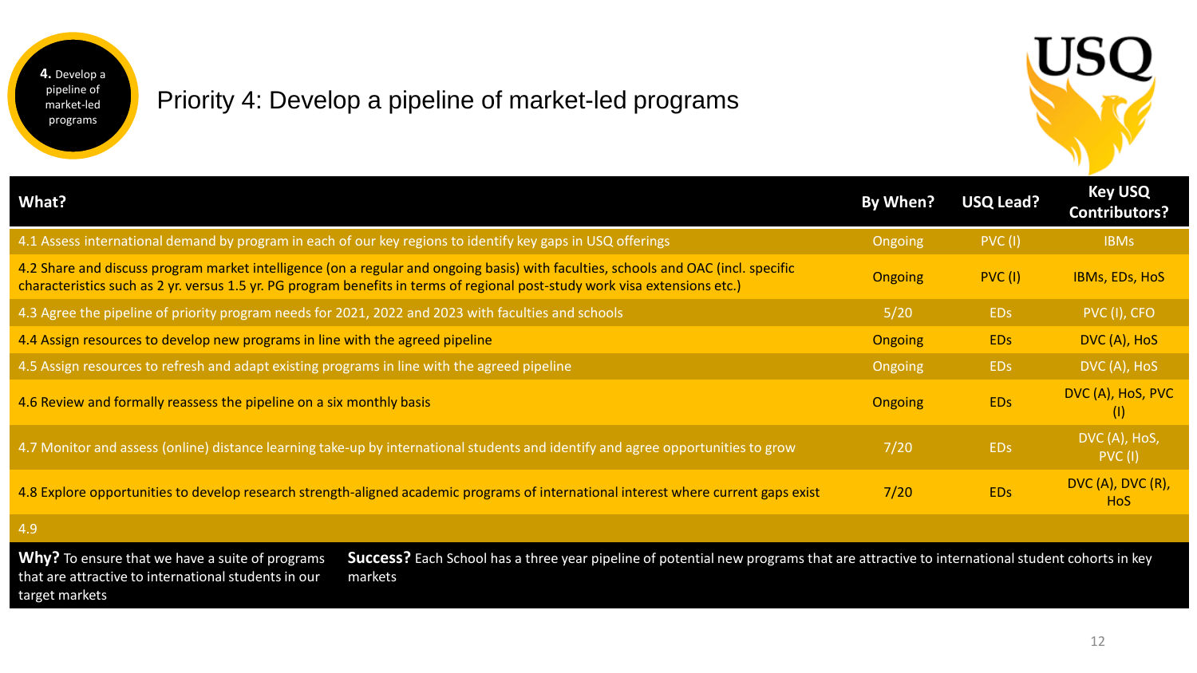4. Develop a pipeline of market-led programs

# Priority 4: Develop a pipeline of market-led programs

| What? | By When? | USQ Lead? | Key USQ Contributors? |
|---|---|---|---|
| 4.1 Assess international demand by program in each of our key regions to identify key gaps in USQ offerings | Ongoing | PVC (I) | IBMs |
| 4.2 Share and discuss program market intelligence (on a regular and ongoing basis) with faculties, schools and OAC (incl. specific characteristics such as 2 yr. versus 1.5 yr. PG program benefits in terms of regional post-study work visa extensions etc.) | Ongoing | PVC (I) | IBMs, EDs, HoS |
| 4.3 Agree the pipeline of priority program needs for 2021, 2022 and 2023 with faculties and schools | 5/20 | EDs | PVC (I), CFO |
| 4.4 Assign resources to develop new programs in line with the agreed pipeline | Ongoing | EDs | DVC (A), HoS |
| 4.5 Assign resources to refresh and adapt existing programs in line with the agreed pipeline | Ongoing | EDs | DVC (A), HoS |
| 4.6 Review and formally reassess the pipeline on a six monthly basis | Ongoing | EDs | DVC (A), HoS, PVC (I) |
| 4.7 Monitor and assess (online) distance learning take-up by international students and identify and agree opportunities to grow | 7/20 | EDs | DVC (A), HoS, PVC (I) |
| 4.8 Explore opportunities to develop research strength-aligned academic programs of international interest where current gaps exist | 7/20 | EDs | DVC (A), DVC (R), HoS |
| 4.9 | | | |

**Why?** To ensure that we have a suite of programs that are attractive to international students in our target markets

**Success?** Each School has a three year pipeline of potential new programs that are attractive to international student cohorts in key markets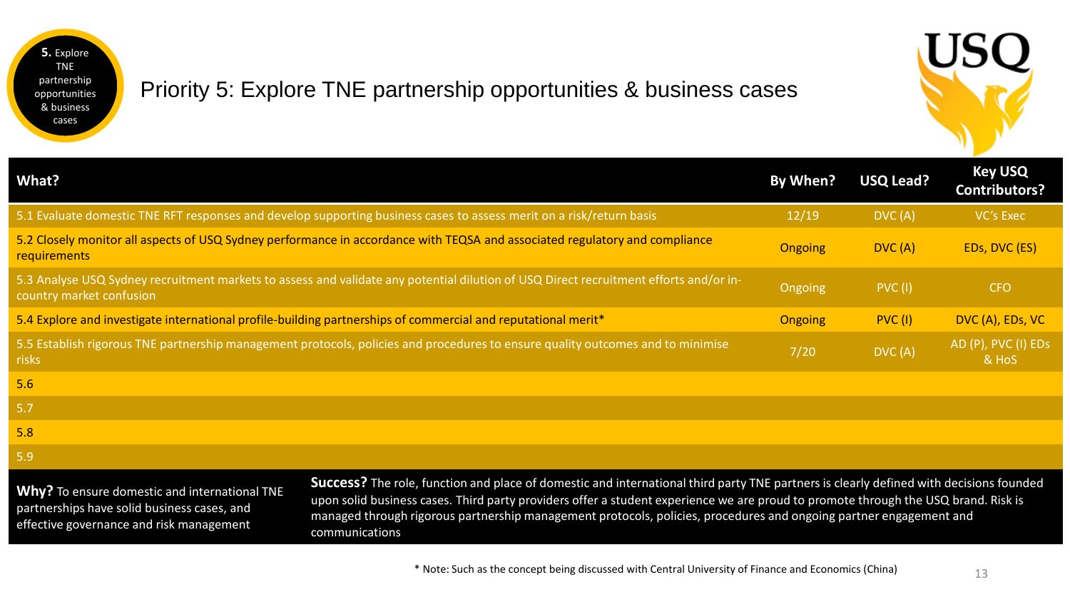**5.** Explore TNE partnership opportunities & business cases

# Priority 5: Explore TNE partnership opportunities & business cases

USQ

| What? | By When? | USQ Lead? | Key USQ Contributors? |
|---|---|---|---|
| 5.1 Evaluate domestic TNE RFT responses and develop supporting business cases to assess merit on a risk/return basis | 12/19 | DVC (A) | VC's Exec |
| 5.2 Closely monitor all aspects of USQ Sydney performance in accordance with TEQSA and associated regulatory and compliance requirements | Ongoing | DVC (A) | EDs, DVC (ES) |
| 5.3 Analyse USQ Sydney recruitment markets to assess and validate any potential dilution of USQ Direct recruitment efforts and/or in-country market confusion | Ongoing | PVC (I) | CFO |
| 5.4 Explore and investigate international profile-building partnerships of commercial and reputational merit* | Ongoing | PVC (I) | DVC (A), EDs, VC |
| 5.5 Establish rigorous TNE partnership management protocols, policies and procedures to ensure quality outcomes and to minimise risks | 7/20 | DVC (A) | AD (P), PVC (I) EDs & HoS |
| 5.6 | | | |
| 5.7 | | | |
| 5.8 | | | |
| 5.9 | | | |

**Why?** To ensure domestic and international TNE partnerships have solid business cases, and effective governance and risk management

**Success?** The role, function and place of domestic and international third party TNE partners is clearly defined with decisions founded upon solid business cases. Third party providers offer a student experience we are proud to promote through the USQ brand. Risk is managed through rigorous partnership management protocols, policies, procedures and ongoing partner engagement and communications

* Note: Such as the concept being discussed with Central University of Finance and Economics (China)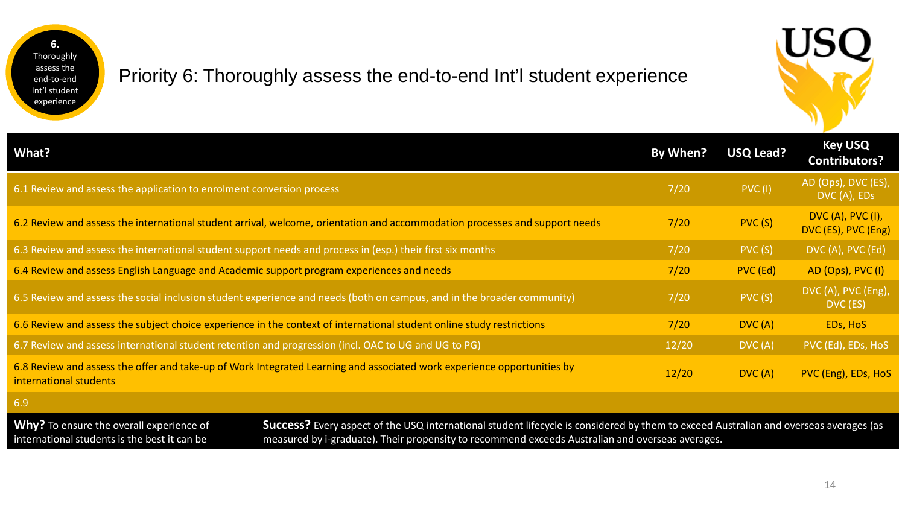6. Thoroughly assess the end-to-end Int'l student experience

# Priority 6: Thoroughly assess the end-to-end Int'l student experience

USQ

| What? | By When? | USQ Lead? | Key USQ Contributors? |
|---|---|---|---|
| 6.1 Review and assess the application to enrolment conversion process | 7/20 | PVC (I) | AD (Ops), DVC (ES), DVC (A), EDs |
| 6.2 Review and assess the international student arrival, welcome, orientation and accommodation processes and support needs | 7/20 | PVC (S) | DVC (A), PVC (I), DVC (ES), PVC (Eng) |
| 6.3 Review and assess the international student support needs and process in (esp.) their first six months | 7/20 | PVC (S) | DVC (A), PVC (Ed) |
| 6.4 Review and assess English Language and Academic support program experiences and needs | 7/20 | PVC (Ed) | AD (Ops), PVC (I) |
| 6.5 Review and assess the social inclusion student experience and needs (both on campus, and in the broader community) | 7/20 | PVC (S) | DVC (A), PVC (Eng), DVC (ES) |
| 6.6 Review and assess the subject choice experience in the context of international student online study restrictions | 7/20 | DVC (A) | EDs, HoS |
| 6.7 Review and assess international student retention and progression (incl. OAC to UG and UG to PG) | 12/20 | DVC (A) | PVC (Ed), EDs, HoS |
| 6.8 Review and assess the offer and take-up of Work Integrated Learning and associated work experience opportunities by international students | 12/20 | DVC (A) | PVC (Eng), EDs, HoS |
| 6.9 | | | |

**Why?** To ensure the overall experience of international students is the best it can be

**Success?** Every aspect of the USQ international student lifecycle is considered by them to exceed Australian and overseas averages (as measured by i-graduate). Their propensity to recommend exceeds Australian and overseas averages.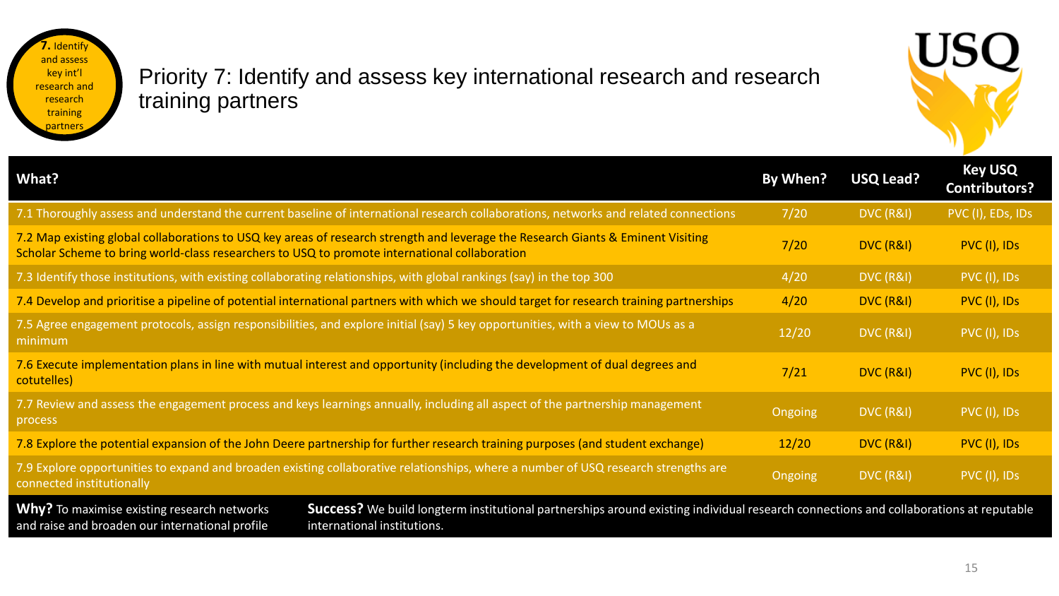**7.** Identify and assess key int'l research and research training partners

# Priority 7: Identify and assess key international research and research training partners

USQ

| What? | By When? | USQ Lead? | Key USQ Contributors? |
|---|---|---|---|
| 7.1 Thoroughly assess and understand the current baseline of international research collaborations, networks and related connections | 7/20 | DVC (R&I) | PVC (I), EDs, IDs |
| 7.2 Map existing global collaborations to USQ key areas of research strength and leverage the Research Giants & Eminent Visiting Scholar Scheme to bring world-class researchers to USQ to promote international collaboration | 7/20 | DVC (R&I) | PVC (I), IDs |
| 7.3 Identify those institutions, with existing collaborating relationships, with global rankings (say) in the top 300 | 4/20 | DVC (R&I) | PVC (I), IDs |
| 7.4 Develop and prioritise a pipeline of potential international partners with which we should target for research training partnerships | 4/20 | DVC (R&I) | PVC (I), IDs |
| 7.5 Agree engagement protocols, assign responsibilities, and explore initial (say) 5 key opportunities, with a view to MOUs as a minimum | 12/20 | DVC (R&I) | PVC (I), IDs |
| 7.6 Execute implementation plans in line with mutual interest and opportunity (including the development of dual degrees and cotutelles) | 7/21 | DVC (R&I) | PVC (I), IDs |
| 7.7 Review and assess the engagement process and keys learnings annually, including all aspect of the partnership management process | Ongoing | DVC (R&I) | PVC (I), IDs |
| 7.8 Explore the potential expansion of the John Deere partnership for further research training purposes (and student exchange) | 12/20 | DVC (R&I) | PVC (I), IDs |
| 7.9 Explore opportunities to expand and broaden existing collaborative relationships, where a number of USQ research strengths are connected institutionally | Ongoing | DVC (R&I) | PVC (I), IDs |

**Why?** To maximise existing research networks and raise and broaden our international profile

**Success?** We build longterm institutional partnerships around existing individual research connections and collaborations at reputable international institutions.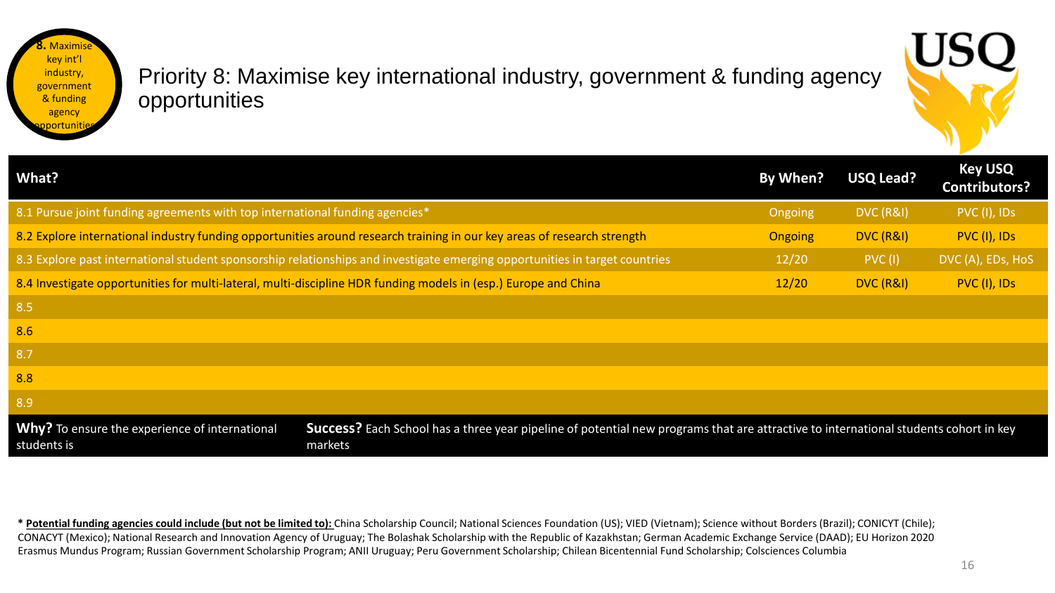8. Maximise key int'l industry, government & funding agency opportunities

# Priority 8: Maximise key international industry, government & funding agency opportunities

USQ

| What? | By When? | USQ Lead? | Key USQ Contributors? |
|---|---|---|---|
| 8.1 Pursue joint funding agreements with top international funding agencies* | Ongoing | DVC (R&I) | PVC (I), IDs |
| 8.2 Explore international industry funding opportunities around research training in our key areas of research strength | Ongoing | DVC (R&I) | PVC (I), IDs |
| 8.3 Explore past international student sponsorship relationships and investigate emerging opportunities in target countries | 12/20 | PVC (I) | DVC (A), EDs, HoS |
| 8.4 Investigate opportunities for multi-lateral, multi-discipline HDR funding models in (esp.) Europe and China | 12/20 | DVC (R&I) | PVC (I), IDs |
| 8.5 | | | |
| 8.6 | | | |
| 8.7 | | | |
| 8.8 | | | |
| 8.9 | | | |

**Why?** To ensure the experience of international students is

**Success?** Each School has a three year pipeline of potential new programs that are attractive to international students cohort in key markets

* **Potential funding agencies could include (but not be limited to):** China Scholarship Council; National Sciences Foundation (US); VIED (Vietnam); Science without Borders (Brazil); CONICYT (Chile); CONACYT (Mexico); National Research and Innovation Agency of Uruguay; The Bolashak Scholarship with the Republic of Kazakhstan; German Academic Exchange Service (DAAD); EU Horizon 2020 Erasmus Mundus Program; Russian Government Scholarship Program; ANII Uruguay; Peru Government Scholarship; Chilean Bicentennial Fund Scholarship; Colsciences Columbia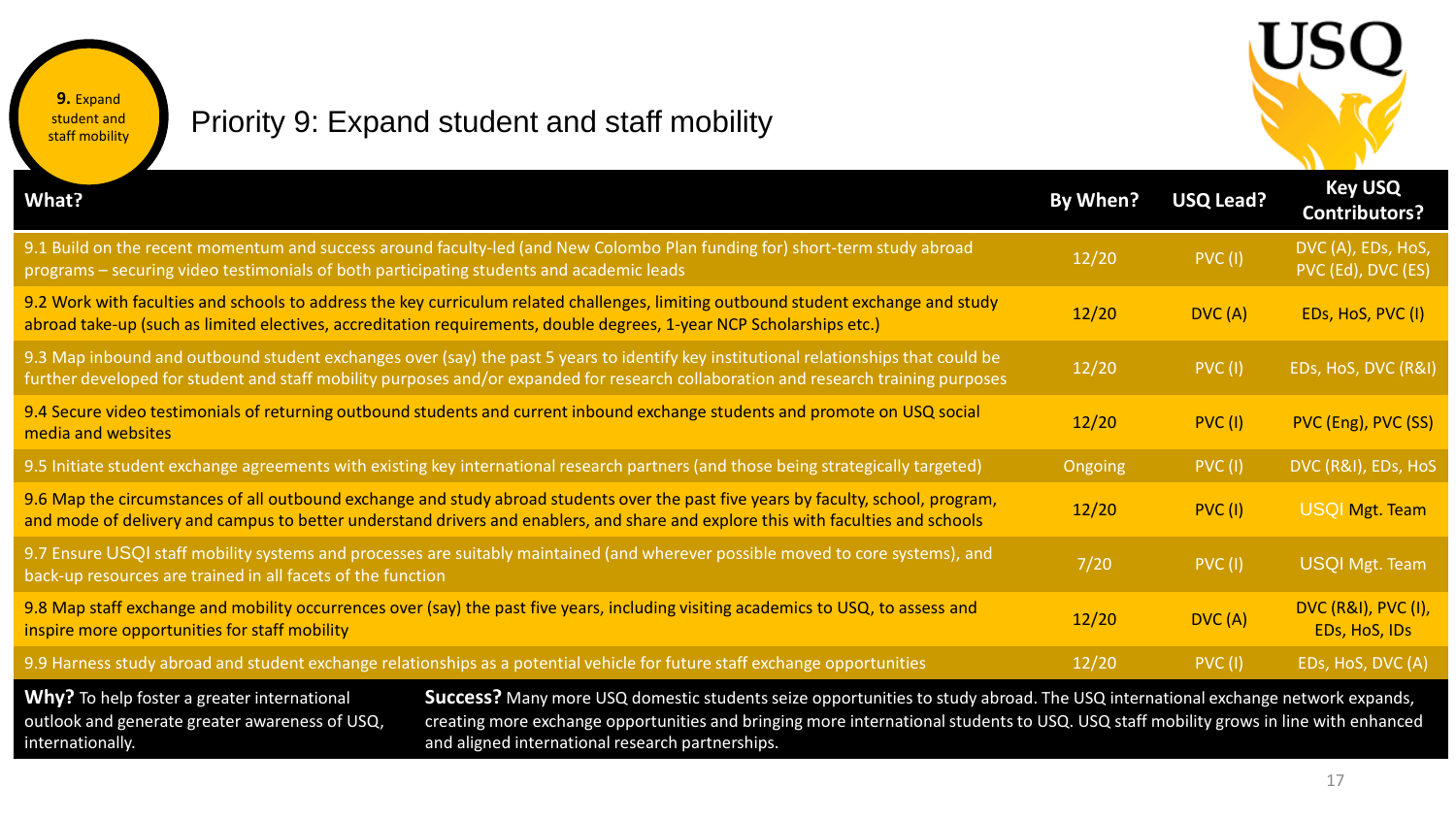# Priority 9: Expand student and staff mobility

| What? | By When? | USQ Lead? | Key USQ Contributors? |
|---|---|---|---|
| 9.1 Build on the recent momentum and success around faculty-led (and New Colombo Plan funding for) short-term study abroad programs – securing video testimonials of both participating students and academic leads | 12/20 | PVC (I) | DVC (A), EDs, HoS, PVC (Ed), DVC (ES) |
| 9.2 Work with faculties and schools to address the key curriculum related challenges, limiting outbound student exchange and study abroad take-up (such as limited electives, accreditation requirements, double degrees, 1-year NCP Scholarships etc.) | 12/20 | DVC (A) | EDs, HoS, PVC (I) |
| 9.3 Map inbound and outbound student exchanges over (say) the past 5 years to identify key institutional relationships that could be further developed for student and staff mobility purposes and/or expanded for research collaboration and research training purposes | 12/20 | PVC (I) | EDs, HoS, DVC (R&I) |
| 9.4 Secure video testimonials of returning outbound students and current inbound exchange students and promote on USQ social media and websites | 12/20 | PVC (I) | PVC (Eng), PVC (SS) |
| 9.5 Initiate student exchange agreements with existing key international research partners (and those being strategically targeted) | Ongoing | PVC (I) | DVC (R&I), EDs, HoS |
| 9.6 Map the circumstances of all outbound exchange and study abroad students over the past five years by faculty, school, program, and mode of delivery and campus to better understand drivers and enablers, and share and explore this with faculties and schools | 12/20 | PVC (I) | USQI Mgt. Team |
| 9.7 Ensure USQI staff mobility systems and processes are suitably maintained (and wherever possible moved to core systems), and back-up resources are trained in all facets of the function | 7/20 | PVC (I) | USQI Mgt. Team |
| 9.8 Map staff exchange and mobility occurrences over (say) the past five years, including visiting academics to USQ, to assess and inspire more opportunities for staff mobility | 12/20 | DVC (A) | DVC (R&I), PVC (I), EDs, HoS, IDs |
| 9.9 Harness study abroad and student exchange relationships as a potential vehicle for future staff exchange opportunities | 12/20 | PVC (I) | EDs, HoS, DVC (A) |

**Why?** To help foster a greater international outlook and generate greater awareness of USQ, internationally.

**Success?** Many more USQ domestic students seize opportunities to study abroad. The USQ international exchange network expands, creating more exchange opportunities and bringing more international students to USQ. USQ staff mobility grows in line with enhanced and aligned international research partnerships.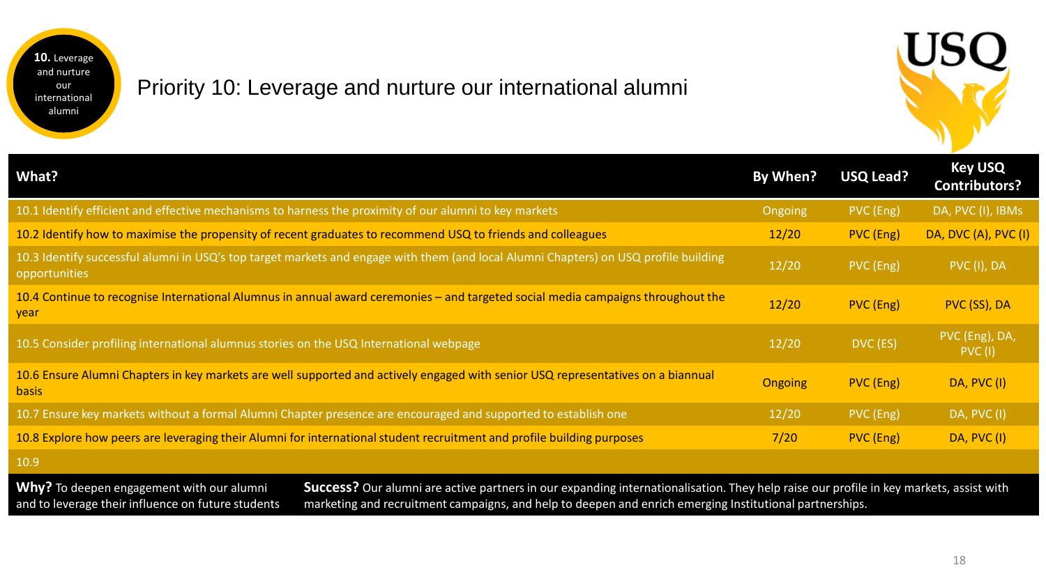**10.** Leverage and nurture our international alumni

# Priority 10: Leverage and nurture our international alumni

USQ

| What? | By When? | USQ Lead? | Key USQ Contributors? |
| --- | --- | --- | --- |
| 10.1 Identify efficient and effective mechanisms to harness the proximity of our alumni to key markets | Ongoing | PVC (Eng) | DA, PVC (I), IBMs |
| 10.2 Identify how to maximise the propensity of recent graduates to recommend USQ to friends and colleagues | 12/20 | PVC (Eng) | DA, DVC (A), PVC (I) |
| 10.3 Identify successful alumni in USQ's top target markets and engage with them (and local Alumni Chapters) on USQ profile building opportunities | 12/20 | PVC (Eng) | PVC (I), DA |
| 10.4 Continue to recognise International Alumnus in annual award ceremonies – and targeted social media campaigns throughout the year | 12/20 | PVC (Eng) | PVC (SS), DA |
| 10.5 Consider profiling international alumnus stories on the USQ International webpage | 12/20 | DVC (ES) | PVC (Eng), DA, PVC (I) |
| 10.6 Ensure Alumni Chapters in key markets are well supported and actively engaged with senior USQ representatives on a biannual basis | Ongoing | PVC (Eng) | DA, PVC (I) |
| 10.7 Ensure key markets without a formal Alumni Chapter presence are encouraged and supported to establish one | 12/20 | PVC (Eng) | DA, PVC (I) |
| 10.8 Explore how peers are leveraging their Alumni for international student recruitment and profile building purposes | 7/20 | PVC (Eng) | DA, PVC (I) |
| 10.9 | | | |

**Why?** To deepen engagement with our alumni and to leverage their influence on future students

**Success?** Our alumni are active partners in our expanding internationalisation. They help raise our profile in key markets, assist with marketing and recruitment campaigns, and help to deepen and enrich emerging Institutional partnerships.